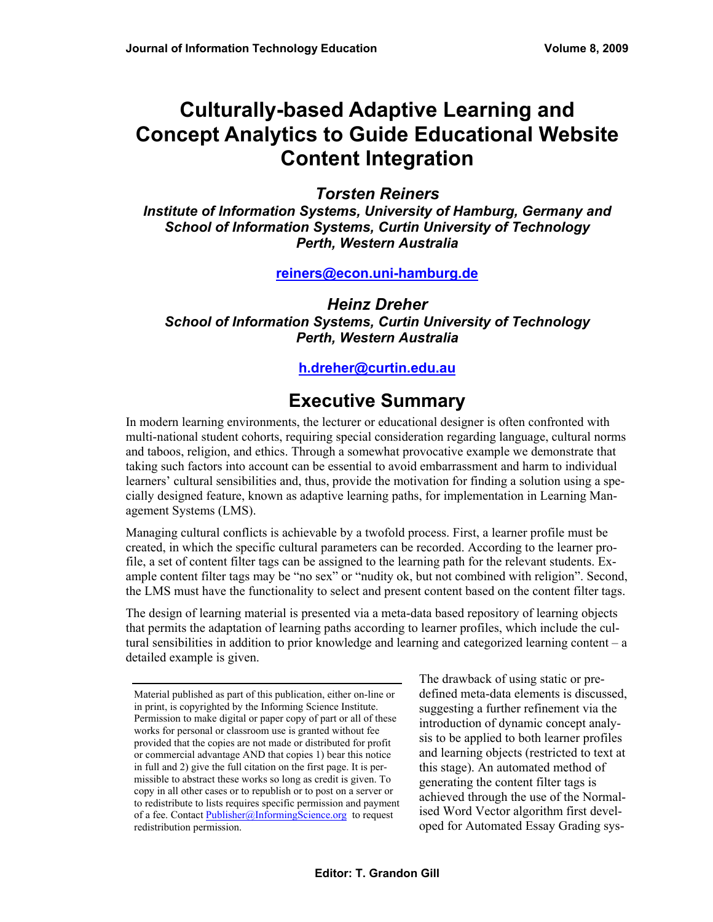# Culturally-based Adaptive Learning and Concept Analytics to Guide Educational Website Content Integration

***Torsten Reiners***
***Institute of Information Systems, University of Hamburg, Germany and School of Information Systems, Curtin University of Technology Perth, Western Australia***

**reiners@econ.uni-hamburg.de**

***Heinz Dreher***
***School of Information Systems, Curtin University of Technology Perth, Western Australia***

**h.dreher@curtin.edu.au**

## Executive Summary

In modern learning environments, the lecturer or educational designer is often confronted with multi-national student cohorts, requiring special consideration regarding language, cultural norms and taboos, religion, and ethics. Through a somewhat provocative example we demonstrate that taking such factors into account can be essential to avoid embarrassment and harm to individual learners' cultural sensibilities and, thus, provide the motivation for finding a solution using a specially designed feature, known as adaptive learning paths, for implementation in Learning Management Systems (LMS).

Managing cultural conflicts is achievable by a twofold process. First, a learner profile must be created, in which the specific cultural parameters can be recorded. According to the learner profile, a set of content filter tags can be assigned to the learning path for the relevant students. Example content filter tags may be "no sex" or "nudity ok, but not combined with religion". Second, the LMS must have the functionality to select and present content based on the content filter tags.

The design of learning material is presented via a meta-data based repository of learning objects that permits the adaptation of learning paths according to learner profiles, which include the cultural sensibilities in addition to prior knowledge and learning and categorized learning content – a detailed example is given.

The drawback of using static or predefined meta-data elements is discussed, suggesting a further refinement via the introduction of dynamic concept analysis to be applied to both learner profiles and learning objects (restricted to text at this stage). An automated method of generating the content filter tags is achieved through the use of the Normalised Word Vector algorithm first developed for Automated Essay Grading sys-

Material published as part of this publication, either on-line or in print, is copyrighted by the Informing Science Institute. Permission to make digital or paper copy of part or all of these works for personal or classroom use is granted without fee provided that the copies are not made or distributed for profit or commercial advantage AND that copies 1) bear this notice in full and 2) give the full citation on the first page. It is permissible to abstract these works so long as credit is given. To copy in all other cases or to republish or to post on a server or to redistribute to lists requires specific permission and payment of a fee. Contact Publisher@InformingScience.org to request redistribution permission.

**Editor: T. Grandon Gill**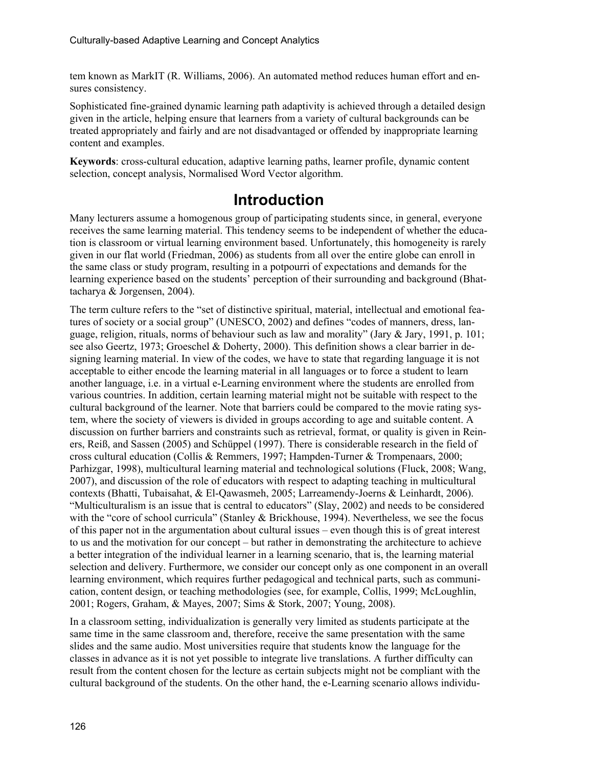tem known as MarkIT (R. Williams, 2006). An automated method reduces human effort and ensures consistency.

Sophisticated fine-grained dynamic learning path adaptivity is achieved through a detailed design given in the article, helping ensure that learners from a variety of cultural backgrounds can be treated appropriately and fairly and are not disadvantaged or offended by inappropriate learning content and examples.

**Keywords**: cross-cultural education, adaptive learning paths, learner profile, dynamic content selection, concept analysis, Normalised Word Vector algorithm.

# Introduction

Many lecturers assume a homogenous group of participating students since, in general, everyone receives the same learning material. This tendency seems to be independent of whether the education is classroom or virtual learning environment based. Unfortunately, this homogeneity is rarely given in our flat world (Friedman, 2006) as students from all over the entire globe can enroll in the same class or study program, resulting in a potpourri of expectations and demands for the learning experience based on the students' perception of their surrounding and background (Bhattacharya & Jorgensen, 2004).

The term culture refers to the "set of distinctive spiritual, material, intellectual and emotional features of society or a social group" (UNESCO, 2002) and defines "codes of manners, dress, language, religion, rituals, norms of behaviour such as law and morality" (Jary & Jary, 1991, p. 101; see also Geertz, 1973; Groeschel & Doherty, 2000). This definition shows a clear barrier in designing learning material. In view of the codes, we have to state that regarding language it is not acceptable to either encode the learning material in all languages or to force a student to learn another language, i.e. in a virtual e-Learning environment where the students are enrolled from various countries. In addition, certain learning material might not be suitable with respect to the cultural background of the learner. Note that barriers could be compared to the movie rating system, where the society of viewers is divided in groups according to age and suitable content. A discussion on further barriers and constraints such as retrieval, format, or quality is given in Reiners, Reiß, and Sassen (2005) and Schüppel (1997). There is considerable research in the field of cross cultural education (Collis & Remmers, 1997; Hampden-Turner & Trompenaars, 2000; Parhizgar, 1998), multicultural learning material and technological solutions (Fluck, 2008; Wang, 2007), and discussion of the role of educators with respect to adapting teaching in multicultural contexts (Bhatti, Tubaisahat, & El-Qawasmeh, 2005; Larreamendy-Joerns & Leinhardt, 2006). "Multiculturalism is an issue that is central to educators" (Slay, 2002) and needs to be considered with the "core of school curricula" (Stanley & Brickhouse, 1994). Nevertheless, we see the focus of this paper not in the argumentation about cultural issues – even though this is of great interest to us and the motivation for our concept – but rather in demonstrating the architecture to achieve a better integration of the individual learner in a learning scenario, that is, the learning material selection and delivery. Furthermore, we consider our concept only as one component in an overall learning environment, which requires further pedagogical and technical parts, such as communication, content design, or teaching methodologies (see, for example, Collis, 1999; McLoughlin, 2001; Rogers, Graham, & Mayes, 2007; Sims & Stork, 2007; Young, 2008).

In a classroom setting, individualization is generally very limited as students participate at the same time in the same classroom and, therefore, receive the same presentation with the same slides and the same audio. Most universities require that students know the language for the classes in advance as it is not yet possible to integrate live translations. A further difficulty can result from the content chosen for the lecture as certain subjects might not be compliant with the cultural background of the students. On the other hand, the e-Learning scenario allows individu-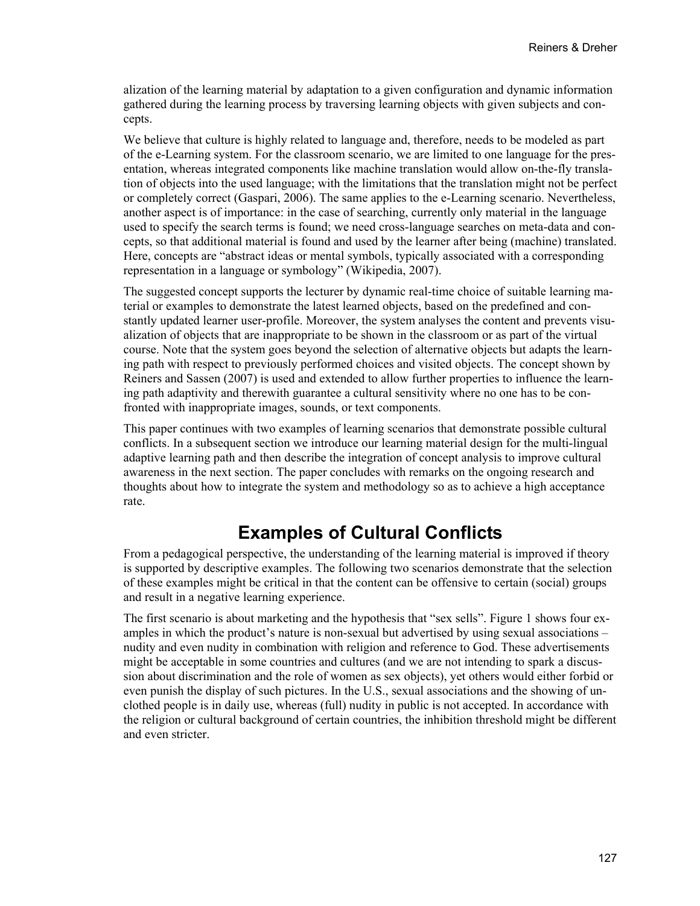alization of the learning material by adaptation to a given configuration and dynamic information gathered during the learning process by traversing learning objects with given subjects and concepts.

We believe that culture is highly related to language and, therefore, needs to be modeled as part of the e-Learning system. For the classroom scenario, we are limited to one language for the presentation, whereas integrated components like machine translation would allow on-the-fly translation of objects into the used language; with the limitations that the translation might not be perfect or completely correct (Gaspari, 2006). The same applies to the e-Learning scenario. Nevertheless, another aspect is of importance: in the case of searching, currently only material in the language used to specify the search terms is found; we need cross-language searches on meta-data and concepts, so that additional material is found and used by the learner after being (machine) translated. Here, concepts are "abstract ideas or mental symbols, typically associated with a corresponding representation in a language or symbology" (Wikipedia, 2007).

The suggested concept supports the lecturer by dynamic real-time choice of suitable learning material or examples to demonstrate the latest learned objects, based on the predefined and constantly updated learner user-profile. Moreover, the system analyses the content and prevents visualization of objects that are inappropriate to be shown in the classroom or as part of the virtual course. Note that the system goes beyond the selection of alternative objects but adapts the learning path with respect to previously performed choices and visited objects. The concept shown by Reiners and Sassen (2007) is used and extended to allow further properties to influence the learning path adaptivity and therewith guarantee a cultural sensitivity where no one has to be confronted with inappropriate images, sounds, or text components.

This paper continues with two examples of learning scenarios that demonstrate possible cultural conflicts. In a subsequent section we introduce our learning material design for the multi-lingual adaptive learning path and then describe the integration of concept analysis to improve cultural awareness in the next section. The paper concludes with remarks on the ongoing research and thoughts about how to integrate the system and methodology so as to achieve a high acceptance rate.

## Examples of Cultural Conflicts

From a pedagogical perspective, the understanding of the learning material is improved if theory is supported by descriptive examples. The following two scenarios demonstrate that the selection of these examples might be critical in that the content can be offensive to certain (social) groups and result in a negative learning experience.

The first scenario is about marketing and the hypothesis that "sex sells". Figure 1 shows four examples in which the product's nature is non-sexual but advertised by using sexual associations – nudity and even nudity in combination with religion and reference to God. These advertisements might be acceptable in some countries and cultures (and we are not intending to spark a discussion about discrimination and the role of women as sex objects), yet others would either forbid or even punish the display of such pictures. In the U.S., sexual associations and the showing of unclothed people is in daily use, whereas (full) nudity in public is not accepted. In accordance with the religion or cultural background of certain countries, the inhibition threshold might be different and even stricter.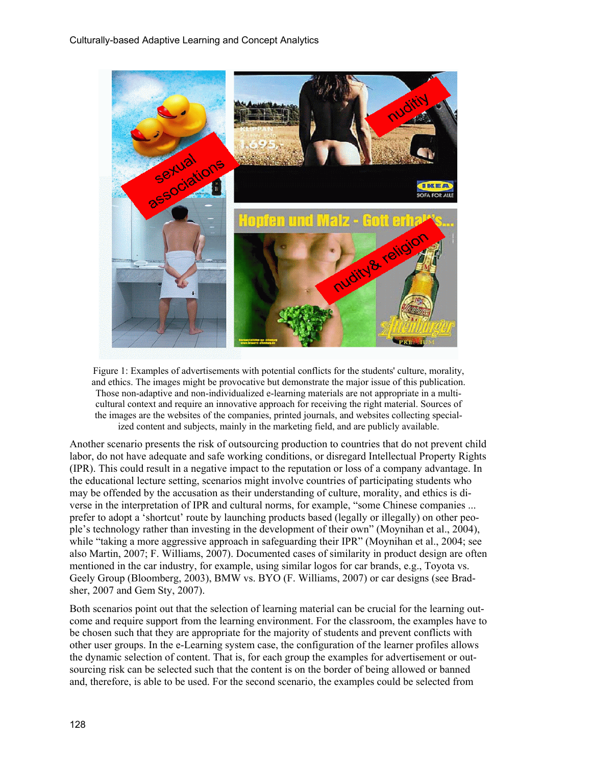Figure 1: Examples of advertisements with potential conflicts for the students' culture, morality, and ethics. The images might be provocative but demonstrate the major issue of this publication. Those non-adaptive and non-individualized e-learning materials are not appropriate in a multi-cultural context and require an innovative approach for receiving the right material. Sources of the images are the websites of the companies, printed journals, and websites collecting specialized content and subjects, mainly in the marketing field, and are publicly available.

Another scenario presents the risk of outsourcing production to countries that do not prevent child labor, do not have adequate and safe working conditions, or disregard Intellectual Property Rights (IPR). This could result in a negative impact to the reputation or loss of a company advantage. In the educational lecture setting, scenarios might involve countries of participating students who may be offended by the accusation as their understanding of culture, morality, and ethics is diverse in the interpretation of IPR and cultural norms, for example, "some Chinese companies ... prefer to adopt a 'shortcut' route by launching products based (legally or illegally) on other people's technology rather than investing in the development of their own" (Moynihan et al., 2004), while "taking a more aggressive approach in safeguarding their IPR" (Moynihan et al., 2004; see also Martin, 2007; F. Williams, 2007). Documented cases of similarity in product design are often mentioned in the car industry, for example, using similar logos for car brands, e.g., Toyota vs. Geely Group (Bloomberg, 2003), BMW vs. BYO (F. Williams, 2007) or car designs (see Bradsher, 2007 and Gem Sty, 2007).

Both scenarios point out that the selection of learning material can be crucial for the learning outcome and require support from the learning environment. For the classroom, the examples have to be chosen such that they are appropriate for the majority of students and prevent conflicts with other user groups. In the e-Learning system case, the configuration of the learner profiles allows the dynamic selection of content. That is, for each group the examples for advertisement or outsourcing risk can be selected such that the content is on the border of being allowed or banned and, therefore, is able to be used. For the second scenario, the examples could be selected from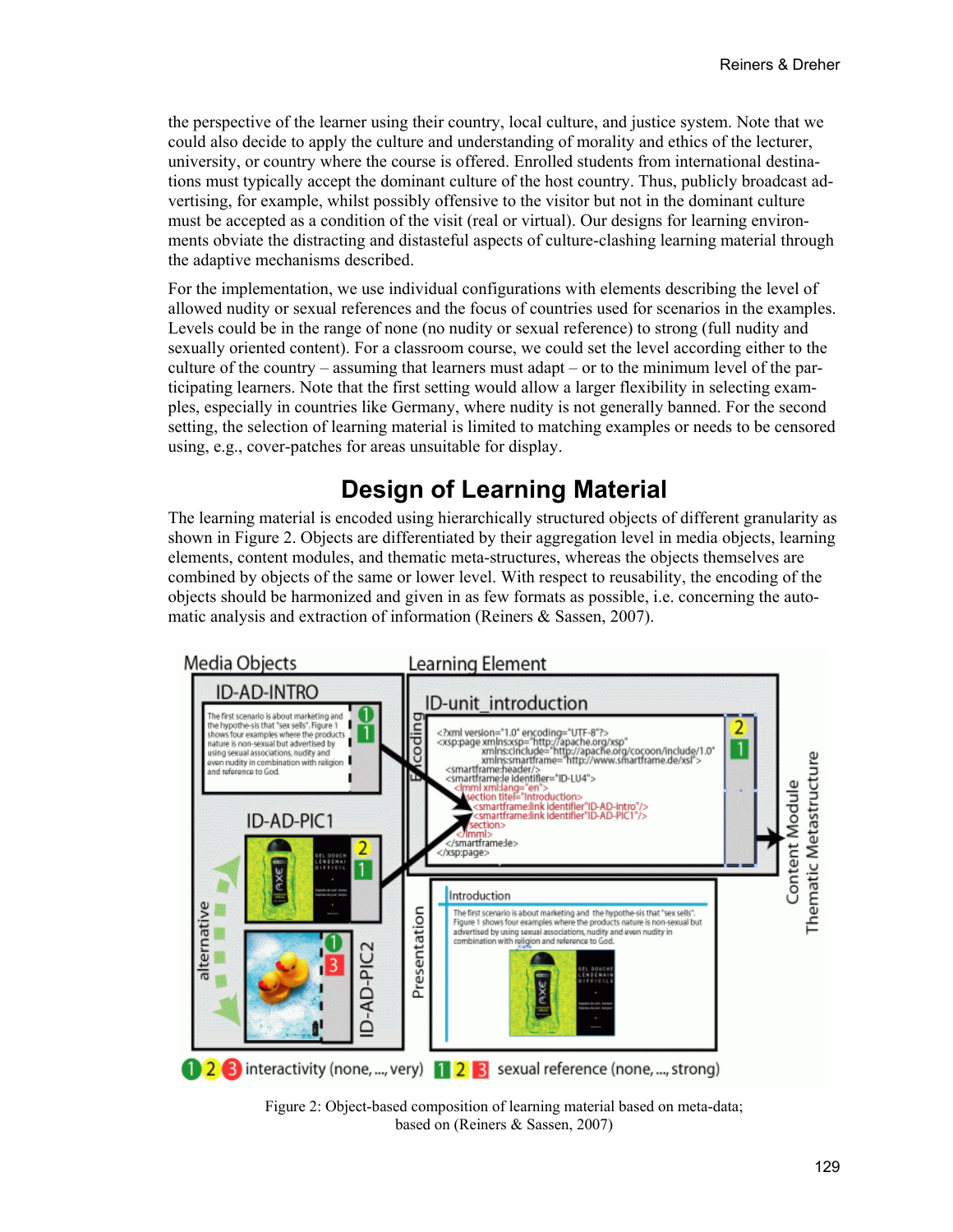the perspective of the learner using their country, local culture, and justice system. Note that we could also decide to apply the culture and understanding of morality and ethics of the lecturer, university, or country where the course is offered. Enrolled students from international destinations must typically accept the dominant culture of the host country. Thus, publicly broadcast advertising, for example, whilst possibly offensive to the visitor but not in the dominant culture must be accepted as a condition of the visit (real or virtual). Our designs for learning environments obviate the distracting and distasteful aspects of culture-clashing learning material through the adaptive mechanisms described.

For the implementation, we use individual configurations with elements describing the level of allowed nudity or sexual references and the focus of countries used for scenarios in the examples. Levels could be in the range of none (no nudity or sexual reference) to strong (full nudity and sexually oriented content). For a classroom course, we could set the level according either to the culture of the country – assuming that learners must adapt – or to the minimum level of the participating learners. Note that the first setting would allow a larger flexibility in selecting examples, especially in countries like Germany, where nudity is not generally banned. For the second setting, the selection of learning material is limited to matching examples or needs to be censored using, e.g., cover-patches for areas unsuitable for display.

## Design of Learning Material

The learning material is encoded using hierarchically structured objects of different granularity as shown in Figure 2. Objects are differentiated by their aggregation level in media objects, learning elements, content modules, and thematic meta-structures, whereas the objects themselves are combined by objects of the same or lower level. With respect to reusability, the encoding of the objects should be harmonized and given in as few formats as possible, i.e. concerning the automatic analysis and extraction of information (Reiners & Sassen, 2007).

Figure 2: Object-based composition of learning material based on meta-data; based on (Reiners & Sassen, 2007)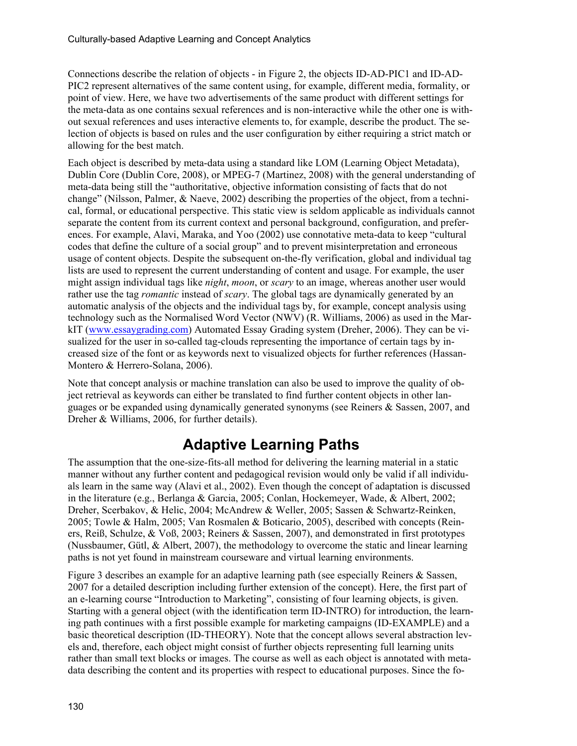Connections describe the relation of objects - in Figure 2, the objects ID-AD-PIC1 and ID-AD-PIC2 represent alternatives of the same content using, for example, different media, formality, or point of view. Here, we have two advertisements of the same product with different settings for the meta-data as one contains sexual references and is non-interactive while the other one is without sexual references and uses interactive elements to, for example, describe the product. The selection of objects is based on rules and the user configuration by either requiring a strict match or allowing for the best match.

Each object is described by meta-data using a standard like LOM (Learning Object Metadata), Dublin Core (Dublin Core, 2008), or MPEG-7 (Martinez, 2008) with the general understanding of meta-data being still the "authoritative, objective information consisting of facts that do not change" (Nilsson, Palmer, & Naeve, 2002) describing the properties of the object, from a technical, formal, or educational perspective. This static view is seldom applicable as individuals cannot separate the content from its current context and personal background, configuration, and preferences. For example, Alavi, Maraka, and Yoo (2002) use connotative meta-data to keep "cultural codes that define the culture of a social group" and to prevent misinterpretation and erroneous usage of content objects. Despite the subsequent on-the-fly verification, global and individual tag lists are used to represent the current understanding of content and usage. For example, the user might assign individual tags like *night*, *moon*, or *scary* to an image, whereas another user would rather use the tag *romantic* instead of *scary*. The global tags are dynamically generated by an automatic analysis of the objects and the individual tags by, for example, concept analysis using technology such as the Normalised Word Vector (NWV) (R. Williams, 2006) as used in the MarkIT (www.essaygrading.com) Automated Essay Grading system (Dreher, 2006). They can be visualized for the user in so-called tag-clouds representing the importance of certain tags by increased size of the font or as keywords next to visualized objects for further references (Hassan-Montero & Herrero-Solana, 2006).

Note that concept analysis or machine translation can also be used to improve the quality of object retrieval as keywords can either be translated to find further content objects in other languages or be expanded using dynamically generated synonyms (see Reiners & Sassen, 2007, and Dreher & Williams, 2006, for further details).

## Adaptive Learning Paths

The assumption that the one-size-fits-all method for delivering the learning material in a static manner without any further content and pedagogical revision would only be valid if all individuals learn in the same way (Alavi et al., 2002). Even though the concept of adaptation is discussed in the literature (e.g., Berlanga & Garcia, 2005; Conlan, Hockemeyer, Wade, & Albert, 2002; Dreher, Scerbakov, & Helic, 2004; McAndrew & Weller, 2005; Sassen & Schwartz-Reinken, 2005; Towle & Halm, 2005; Van Rosmalen & Boticario, 2005), described with concepts (Reiners, Reiß, Schulze, & Voß, 2003; Reiners & Sassen, 2007), and demonstrated in first prototypes (Nussbaumer, Gütl, & Albert, 2007), the methodology to overcome the static and linear learning paths is not yet found in mainstream courseware and virtual learning environments.

Figure 3 describes an example for an adaptive learning path (see especially Reiners & Sassen, 2007 for a detailed description including further extension of the concept). Here, the first part of an e-learning course "Introduction to Marketing", consisting of four learning objects, is given. Starting with a general object (with the identification term ID-INTRO) for introduction, the learning path continues with a first possible example for marketing campaigns (ID-EXAMPLE) and a basic theoretical description (ID-THEORY). Note that the concept allows several abstraction levels and, therefore, each object might consist of further objects representing full learning units rather than small text blocks or images. The course as well as each object is annotated with meta-data describing the content and its properties with respect to educational purposes. Since the fo-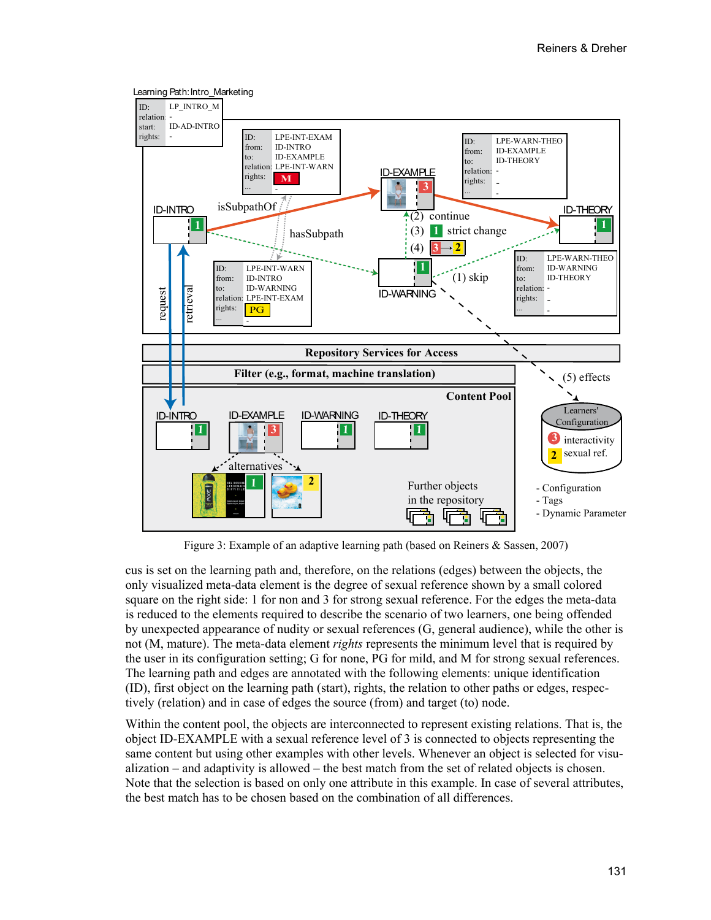Figure 3: Example of an adaptive learning path (based on Reiners & Sassen, 2007)

cus is set on the learning path and, therefore, on the relations (edges) between the objects, the only visualized meta-data element is the degree of sexual reference shown by a small colored square on the right side: 1 for non and 3 for strong sexual reference. For the edges the meta-data is reduced to the elements required to describe the scenario of two learners, one being offended by unexpected appearance of nudity or sexual references (G, general audience), while the other is not (M, mature). The meta-data element *rights* represents the minimum level that is required by the user in its configuration setting; G for none, PG for mild, and M for strong sexual references. The learning path and edges are annotated with the following elements: unique identification (ID), first object on the learning path (start), rights, the relation to other paths or edges, respectively (relation) and in case of edges the source (from) and target (to) node.

Within the content pool, the objects are interconnected to represent existing relations. That is, the object ID-EXAMPLE with a sexual reference level of 3 is connected to objects representing the same content but using other examples with other levels. Whenever an object is selected for visualization – and adaptivity is allowed – the best match from the set of related objects is chosen. Note that the selection is based on only one attribute in this example. In case of several attributes, the best match has to be chosen based on the combination of all differences.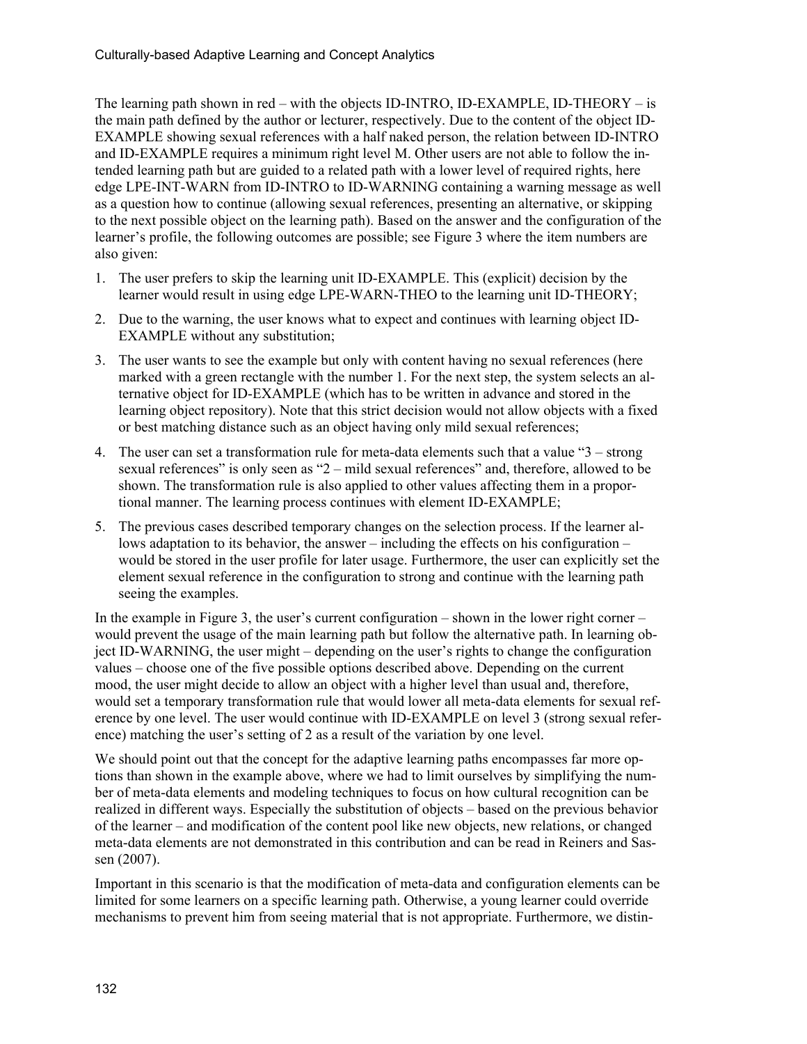The learning path shown in red – with the objects ID-INTRO, ID-EXAMPLE, ID-THEORY – is the main path defined by the author or lecturer, respectively. Due to the content of the object ID-EXAMPLE showing sexual references with a half naked person, the relation between ID-INTRO and ID-EXAMPLE requires a minimum right level M. Other users are not able to follow the intended learning path but are guided to a related path with a lower level of required rights, here edge LPE-INT-WARN from ID-INTRO to ID-WARNING containing a warning message as well as a question how to continue (allowing sexual references, presenting an alternative, or skipping to the next possible object on the learning path). Based on the answer and the configuration of the learner's profile, the following outcomes are possible; see Figure 3 where the item numbers are also given:

1. The user prefers to skip the learning unit ID-EXAMPLE. This (explicit) decision by the learner would result in using edge LPE-WARN-THEO to the learning unit ID-THEORY;
2. Due to the warning, the user knows what to expect and continues with learning object ID-EXAMPLE without any substitution;
3. The user wants to see the example but only with content having no sexual references (here marked with a green rectangle with the number 1. For the next step, the system selects an alternative object for ID-EXAMPLE (which has to be written in advance and stored in the learning object repository). Note that this strict decision would not allow objects with a fixed or best matching distance such as an object having only mild sexual references;
4. The user can set a transformation rule for meta-data elements such that a value "3 – strong sexual references" is only seen as "2 – mild sexual references" and, therefore, allowed to be shown. The transformation rule is also applied to other values affecting them in a proportional manner. The learning process continues with element ID-EXAMPLE;
5. The previous cases described temporary changes on the selection process. If the learner allows adaptation to its behavior, the answer – including the effects on his configuration – would be stored in the user profile for later usage. Furthermore, the user can explicitly set the element sexual reference in the configuration to strong and continue with the learning path seeing the examples.

In the example in Figure 3, the user's current configuration – shown in the lower right corner – would prevent the usage of the main learning path but follow the alternative path. In learning object ID-WARNING, the user might – depending on the user's rights to change the configuration values – choose one of the five possible options described above. Depending on the current mood, the user might decide to allow an object with a higher level than usual and, therefore, would set a temporary transformation rule that would lower all meta-data elements for sexual reference by one level. The user would continue with ID-EXAMPLE on level 3 (strong sexual reference) matching the user's setting of 2 as a result of the variation by one level.

We should point out that the concept for the adaptive learning paths encompasses far more options than shown in the example above, where we had to limit ourselves by simplifying the number of meta-data elements and modeling techniques to focus on how cultural recognition can be realized in different ways. Especially the substitution of objects – based on the previous behavior of the learner – and modification of the content pool like new objects, new relations, or changed meta-data elements are not demonstrated in this contribution and can be read in Reiners and Sassen (2007).

Important in this scenario is that the modification of meta-data and configuration elements can be limited for some learners on a specific learning path. Otherwise, a young learner could override mechanisms to prevent him from seeing material that is not appropriate. Furthermore, we distin-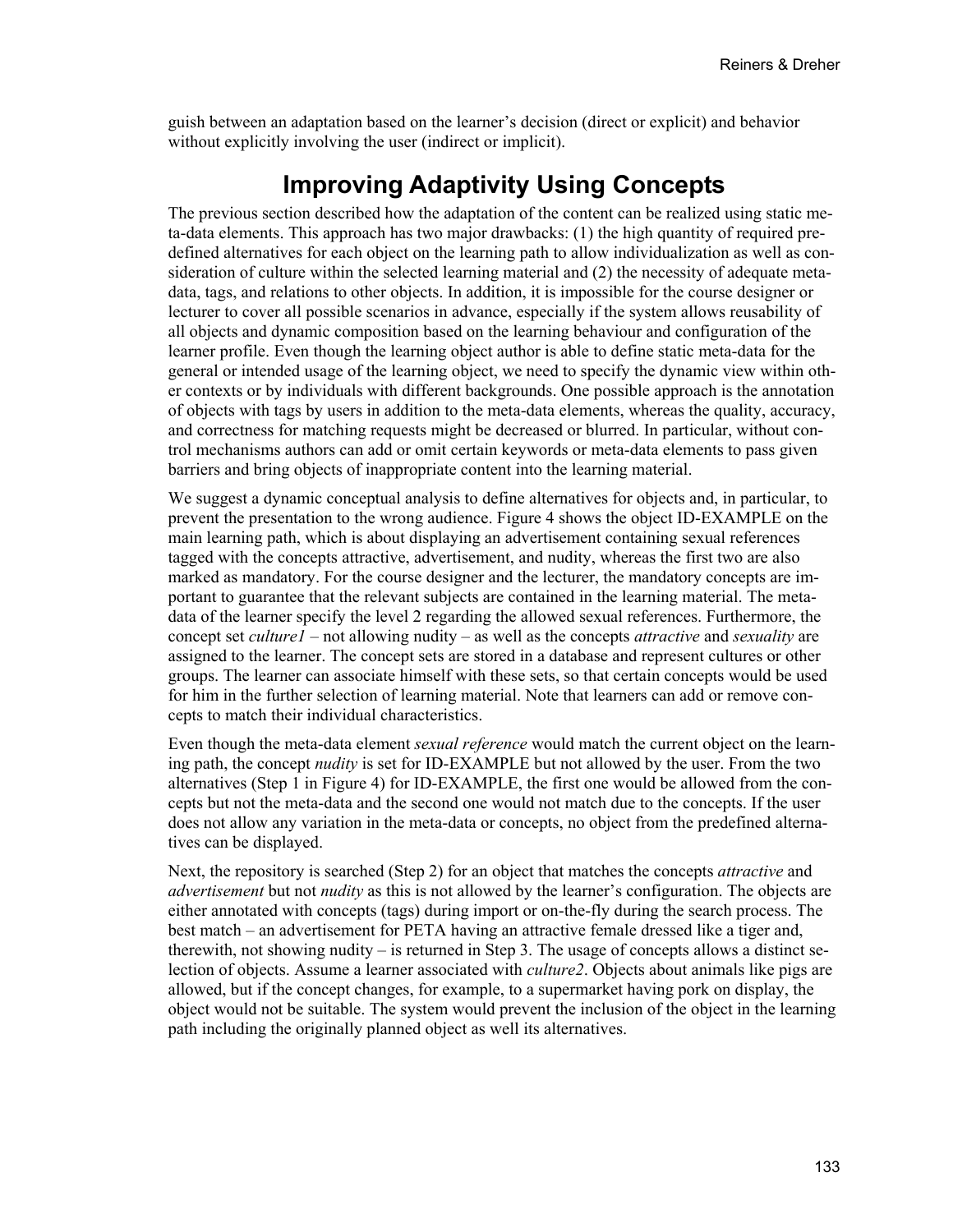guish between an adaptation based on the learner's decision (direct or explicit) and behavior without explicitly involving the user (indirect or implicit).

# Improving Adaptivity Using Concepts

The previous section described how the adaptation of the content can be realized using static meta-data elements. This approach has two major drawbacks: (1) the high quantity of required predefined alternatives for each object on the learning path to allow individualization as well as consideration of culture within the selected learning material and (2) the necessity of adequate meta-data, tags, and relations to other objects. In addition, it is impossible for the course designer or lecturer to cover all possible scenarios in advance, especially if the system allows reusability of all objects and dynamic composition based on the learning behaviour and configuration of the learner profile. Even though the learning object author is able to define static meta-data for the general or intended usage of the learning object, we need to specify the dynamic view within other contexts or by individuals with different backgrounds. One possible approach is the annotation of objects with tags by users in addition to the meta-data elements, whereas the quality, accuracy, and correctness for matching requests might be decreased or blurred. In particular, without control mechanisms authors can add or omit certain keywords or meta-data elements to pass given barriers and bring objects of inappropriate content into the learning material.

We suggest a dynamic conceptual analysis to define alternatives for objects and, in particular, to prevent the presentation to the wrong audience. Figure 4 shows the object ID-EXAMPLE on the main learning path, which is about displaying an advertisement containing sexual references tagged with the concepts attractive, advertisement, and nudity, whereas the first two are also marked as mandatory. For the course designer and the lecturer, the mandatory concepts are important to guarantee that the relevant subjects are contained in the learning material. The meta-data of the learner specify the level 2 regarding the allowed sexual references. Furthermore, the concept set *culture1* – not allowing nudity – as well as the concepts *attractive* and *sexuality* are assigned to the learner. The concept sets are stored in a database and represent cultures or other groups. The learner can associate himself with these sets, so that certain concepts would be used for him in the further selection of learning material. Note that learners can add or remove concepts to match their individual characteristics.

Even though the meta-data element *sexual reference* would match the current object on the learning path, the concept *nudity* is set for ID-EXAMPLE but not allowed by the user. From the two alternatives (Step 1 in Figure 4) for ID-EXAMPLE, the first one would be allowed from the concepts but not the meta-data and the second one would not match due to the concepts. If the user does not allow any variation in the meta-data or concepts, no object from the predefined alternatives can be displayed.

Next, the repository is searched (Step 2) for an object that matches the concepts *attractive* and *advertisement* but not *nudity* as this is not allowed by the learner's configuration. The objects are either annotated with concepts (tags) during import or on-the-fly during the search process. The best match – an advertisement for PETA having an attractive female dressed like a tiger and, therewith, not showing nudity – is returned in Step 3. The usage of concepts allows a distinct selection of objects. Assume a learner associated with *culture2*. Objects about animals like pigs are allowed, but if the concept changes, for example, to a supermarket having pork on display, the object would not be suitable. The system would prevent the inclusion of the object in the learning path including the originally planned object as well its alternatives.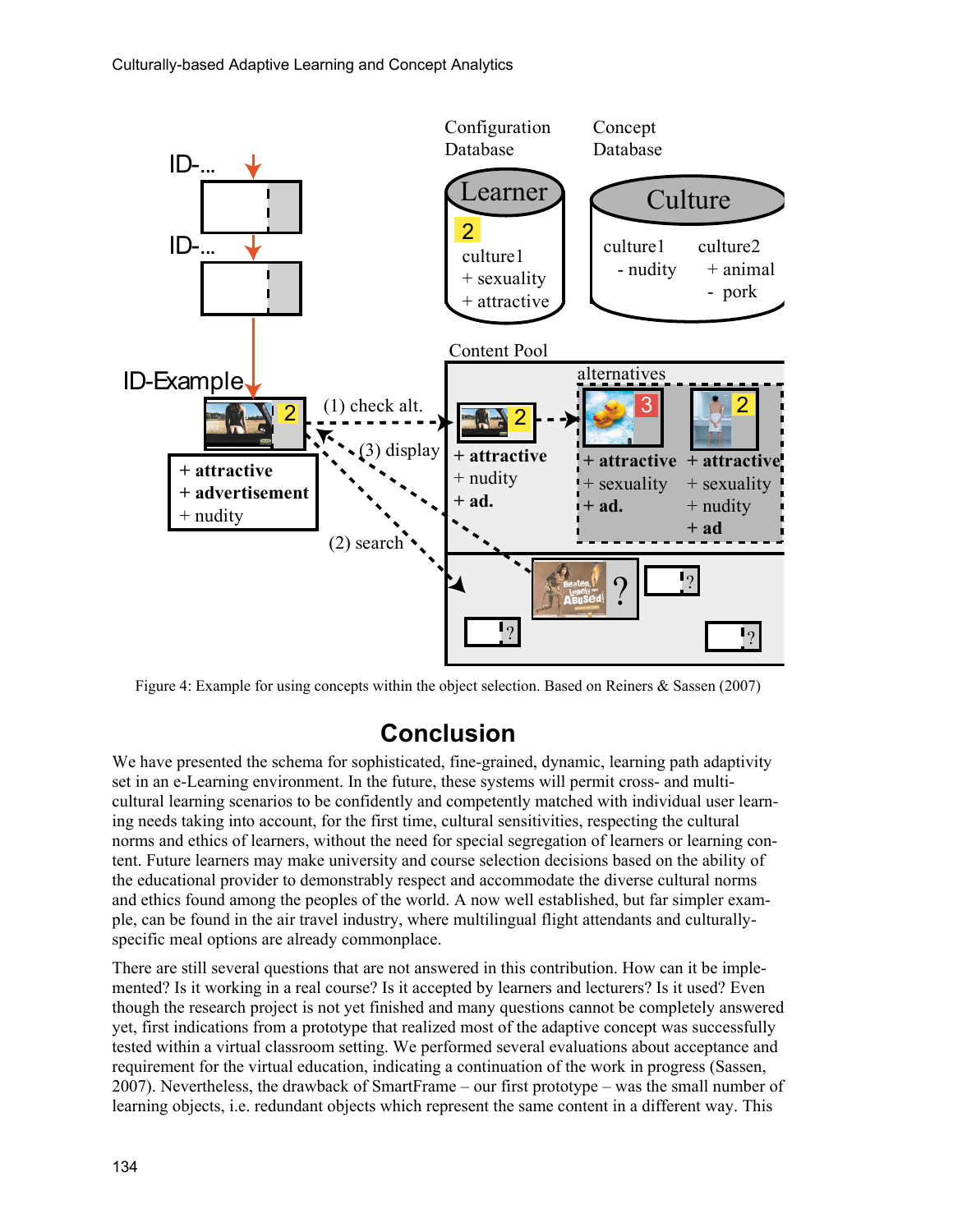Figure 4: Example for using concepts within the object selection. Based on Reiners & Sassen (2007)

## Conclusion

We have presented the schema for sophisticated, fine-grained, dynamic, learning path adaptivity set in an e-Learning environment. In the future, these systems will permit cross- and multi-cultural learning scenarios to be confidently and competently matched with individual user learning needs taking into account, for the first time, cultural sensitivities, respecting the cultural norms and ethics of learners, without the need for special segregation of learners or learning content. Future learners may make university and course selection decisions based on the ability of the educational provider to demonstrably respect and accommodate the diverse cultural norms and ethics found among the peoples of the world. A now well established, but far simpler example, can be found in the air travel industry, where multilingual flight attendants and culturally-specific meal options are already commonplace.

There are still several questions that are not answered in this contribution. How can it be implemented? Is it working in a real course? Is it accepted by learners and lecturers? Is it used? Even though the research project is not yet finished and many questions cannot be completely answered yet, first indications from a prototype that realized most of the adaptive concept was successfully tested within a virtual classroom setting. We performed several evaluations about acceptance and requirement for the virtual education, indicating a continuation of the work in progress (Sassen, 2007). Nevertheless, the drawback of SmartFrame – our first prototype – was the small number of learning objects, i.e. redundant objects which represent the same content in a different way. This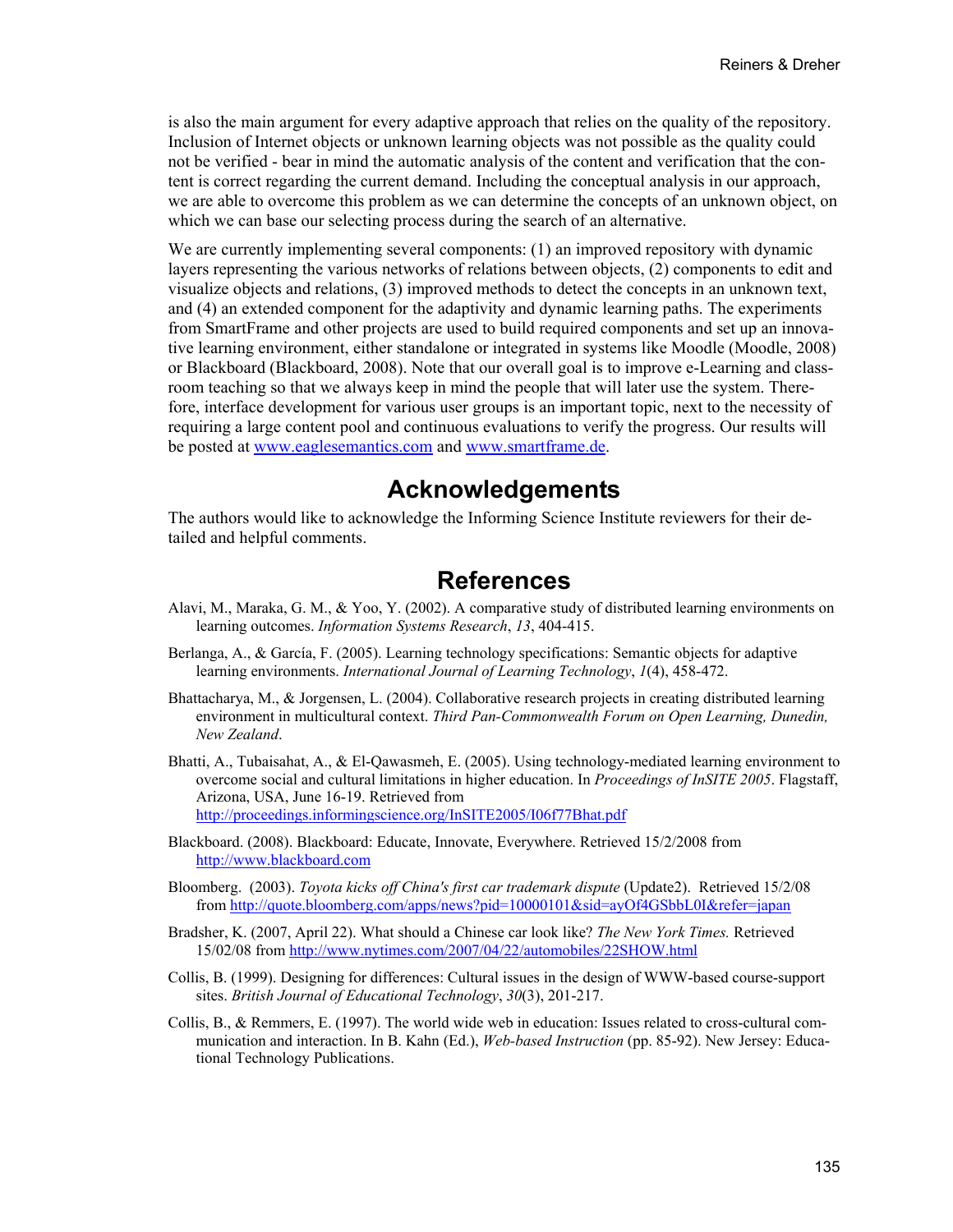is also the main argument for every adaptive approach that relies on the quality of the repository. Inclusion of Internet objects or unknown learning objects was not possible as the quality could not be verified - bear in mind the automatic analysis of the content and verification that the content is correct regarding the current demand. Including the conceptual analysis in our approach, we are able to overcome this problem as we can determine the concepts of an unknown object, on which we can base our selecting process during the search of an alternative.

We are currently implementing several components: (1) an improved repository with dynamic layers representing the various networks of relations between objects, (2) components to edit and visualize objects and relations, (3) improved methods to detect the concepts in an unknown text, and (4) an extended component for the adaptivity and dynamic learning paths. The experiments from SmartFrame and other projects are used to build required components and set up an innovative learning environment, either standalone or integrated in systems like Moodle (Moodle, 2008) or Blackboard (Blackboard, 2008). Note that our overall goal is to improve e-Learning and classroom teaching so that we always keep in mind the people that will later use the system. Therefore, interface development for various user groups is an important topic, next to the necessity of requiring a large content pool and continuous evaluations to verify the progress. Our results will be posted at [www.eaglesemantics.com](www.eaglesemantics.com) and [www.smartframe.de](www.smartframe.de).

## Acknowledgements

The authors would like to acknowledge the Informing Science Institute reviewers for their detailed and helpful comments.

## References

Alavi, M., Maraka, G. M., & Yoo, Y. (2002). A comparative study of distributed learning environments on learning outcomes. *Information Systems Research*, *13*, 404-415.

Berlanga, A., & García, F. (2005). Learning technology specifications: Semantic objects for adaptive learning environments. *International Journal of Learning Technology*, *1*(4), 458-472.

Bhattacharya, M., & Jorgensen, L. (2004). Collaborative research projects in creating distributed learning environment in multicultural context. *Third Pan-Commonwealth Forum on Open Learning, Dunedin, New Zealand*.

Bhatti, A., Tubaisahat, A., & El-Qawasmeh, E. (2005). Using technology-mediated learning environment to overcome social and cultural limitations in higher education. In *Proceedings of InSITE 2005*. Flagstaff, Arizona, USA, June 16-19. Retrieved from http://proceedings.informingscience.org/InSITE2005/I06f77Bhat.pdf

Blackboard. (2008). Blackboard: Educate, Innovate, Everywhere. Retrieved 15/2/2008 from http://www.blackboard.com

Bloomberg. (2003). *Toyota kicks off China's first car trademark dispute* (Update2). Retrieved 15/2/08 from http://quote.bloomberg.com/apps/news?pid=10000101&sid=ayOf4GSbbL0I&refer=japan

Bradsher, K. (2007, April 22). What should a Chinese car look like? *The New York Times.* Retrieved 15/02/08 from http://www.nytimes.com/2007/04/22/automobiles/22SHOW.html

Collis, B. (1999). Designing for differences: Cultural issues in the design of WWW-based course-support sites. *British Journal of Educational Technology*, *30*(3), 201-217.

Collis, B., & Remmers, E. (1997). The world wide web in education: Issues related to cross-cultural communication and interaction. In B. Kahn (Ed.), *Web-based Instruction* (pp. 85-92). New Jersey: Educational Technology Publications.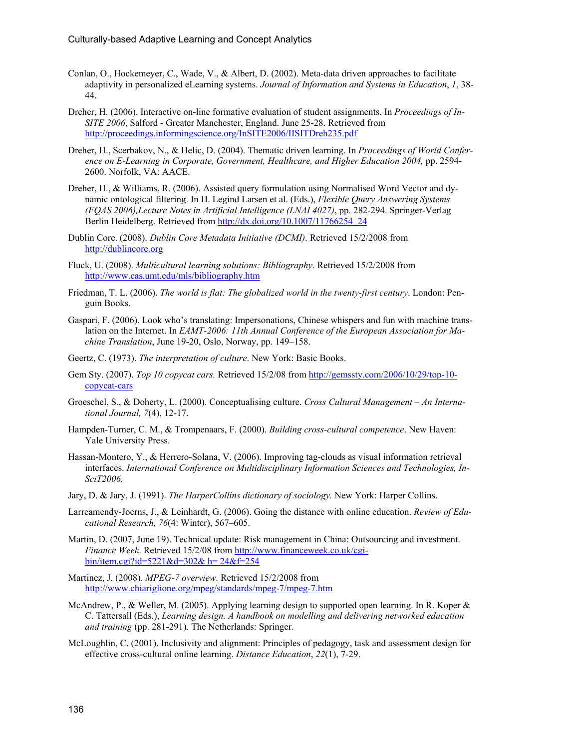Conlan, O., Hockemeyer, C., Wade, V., & Albert, D. (2002). Meta-data driven approaches to facilitate adaptivity in personalized eLearning systems. *Journal of Information and Systems in Education*, *1*, 38-44.

Dreher, H. (2006). Interactive on-line formative evaluation of student assignments. In *Proceedings of In-SITE 2006*, Salford - Greater Manchester, England. June 25-28. Retrieved from http://proceedings.informingscience.org/InSITE2006/IISITDreh235.pdf

Dreher, H., Scerbakov, N., & Helic, D. (2004). Thematic driven learning. In *Proceedings of World Conference on E-Learning in Corporate, Government, Healthcare, and Higher Education 2004,* pp. 2594-2600. Norfolk, VA: AACE.

Dreher, H., & Williams, R. (2006). Assisted query formulation using Normalised Word Vector and dynamic ontological filtering. In H. Legind Larsen et al. (Eds.), *Flexible Query Answering Systems (FQAS 2006),Lecture Notes in Artificial Intelligence (LNAI 4027)*, pp. 282-294. Springer-Verlag Berlin Heidelberg. Retrieved from http://dx.doi.org/10.1007/11766254_24

Dublin Core. (2008). *Dublin Core Metadata Initiative (DCMI)*. Retrieved 15/2/2008 from http://dublincore.org

Fluck, U. (2008). *Multicultural learning solutions: Bibliography*. Retrieved 15/2/2008 from http://www.cas.umt.edu/mls/bibliography.htm

Friedman, T. L. (2006). *The world is flat: The globalized world in the twenty-first century*. London: Penguin Books.

Gaspari, F. (2006). Look who's translating: Impersonations, Chinese whispers and fun with machine translation on the Internet. In *EAMT-2006: 11th Annual Conference of the European Association for Machine Translation*, June 19-20, Oslo, Norway, pp. 149–158.

Geertz, C. (1973). *The interpretation of culture*. New York: Basic Books.

Gem Sty. (2007). *Top 10 copycat cars.* Retrieved 15/2/08 from http://gemssty.com/2006/10/29/top-10-copycat-cars

Groeschel, S., & Doherty, L. (2000). Conceptualising culture. *Cross Cultural Management – An International Journal, 7*(4), 12-17.

Hampden-Turner, C. M., & Trompenaars, F. (2000). *Building cross-cultural competence*. New Haven: Yale University Press.

Hassan-Montero, Y., & Herrero-Solana, V. (2006). Improving tag-clouds as visual information retrieval interfaces. *International Conference on Multidisciplinary Information Sciences and Technologies, InSciT2006.*

Jary, D. & Jary, J. (1991). *The HarperCollins dictionary of sociology.* New York: Harper Collins.

Larreamendy-Joerns, J., & Leinhardt, G. (2006). Going the distance with online education. *Review of Educational Research, 76*(4: Winter), 567–605.

Martin, D. (2007, June 19). Technical update: Risk management in China: Outsourcing and investment. *Finance Week*. Retrieved 15/2/08 from http://www.financeweek.co.uk/cgi-bin/item.cgi?id=5221&d=302& h= 24&f=254

Martinez, J. (2008). *MPEG-7 overview*. Retrieved 15/2/2008 from http://www.chiariglione.org/mpeg/standards/mpeg-7/mpeg-7.htm

McAndrew, P., & Weller, M. (2005). Applying learning design to supported open learning. In R. Koper & C. Tattersall (Eds.), *Learning design. A handbook on modelling and delivering networked education and training* (pp. 281-291)*.* The Netherlands: Springer.

McLoughlin, C. (2001). Inclusivity and alignment: Principles of pedagogy, task and assessment design for effective cross-cultural online learning. *Distance Education*, *22*(1), 7-29.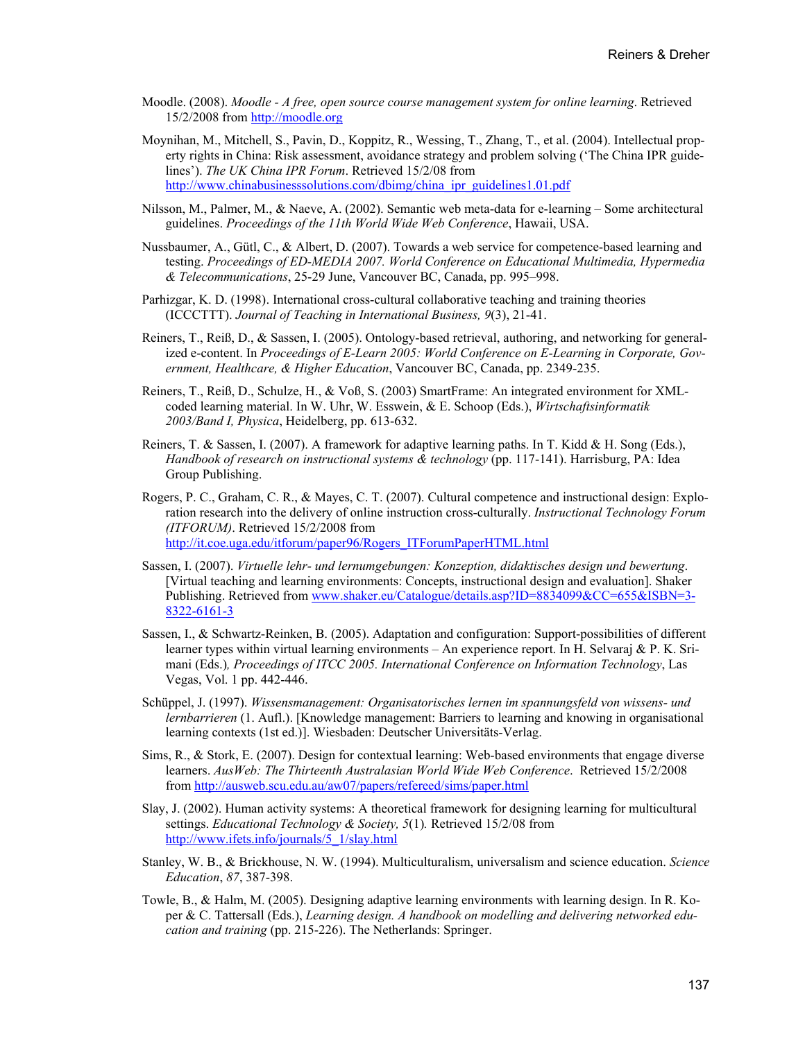Moodle. (2008). *Moodle - A free, open source course management system for online learning*. Retrieved 15/2/2008 from http://moodle.org

Moynihan, M., Mitchell, S., Pavin, D., Koppitz, R., Wessing, T., Zhang, T., et al. (2004). Intellectual property rights in China: Risk assessment, avoidance strategy and problem solving ('The China IPR guidelines'). *The UK China IPR Forum*. Retrieved 15/2/08 from http://www.chinabusinesssolutions.com/dbimg/china_ipr_guidelines1.01.pdf

Nilsson, M., Palmer, M., & Naeve, A. (2002). Semantic web meta-data for e-learning – Some architectural guidelines. *Proceedings of the 11th World Wide Web Conference*, Hawaii, USA.

Nussbaumer, A., Gütl, C., & Albert, D. (2007). Towards a web service for competence-based learning and testing. *Proceedings of ED-MEDIA 2007. World Conference on Educational Multimedia, Hypermedia & Telecommunications*, 25-29 June, Vancouver BC, Canada, pp. 995–998.

Parhizgar, K. D. (1998). International cross-cultural collaborative teaching and training theories (ICCCTTT). *Journal of Teaching in International Business, 9*(3), 21-41.

Reiners, T., Reiß, D., & Sassen, I. (2005). Ontology-based retrieval, authoring, and networking for generalized e-content. In *Proceedings of E-Learn 2005: World Conference on E-Learning in Corporate, Government, Healthcare, & Higher Education*, Vancouver BC, Canada, pp. 2349-235.

Reiners, T., Reiß, D., Schulze, H., & Voß, S. (2003) SmartFrame: An integrated environment for XML-coded learning material. In W. Uhr, W. Esswein, & E. Schoop (Eds.), *Wirtschaftsinformatik 2003/Band I, Physica*, Heidelberg, pp. 613-632.

Reiners, T. & Sassen, I. (2007). A framework for adaptive learning paths. In T. Kidd & H. Song (Eds.), *Handbook of research on instructional systems & technology* (pp. 117-141). Harrisburg, PA: Idea Group Publishing.

Rogers, P. C., Graham, C. R., & Mayes, C. T. (2007). Cultural competence and instructional design: Exploration research into the delivery of online instruction cross-culturally. *Instructional Technology Forum (ITFORUM)*. Retrieved 15/2/2008 from http://it.coe.uga.edu/itforum/paper96/Rogers_ITForumPaperHTML.html

Sassen, I. (2007). *Virtuelle lehr- und lernumgebungen: Konzeption, didaktisches design und bewertung*. [Virtual teaching and learning environments: Concepts, instructional design and evaluation]. Shaker Publishing. Retrieved from www.shaker.eu/Catalogue/details.asp?ID=8834099&CC=655&ISBN=3-8322-6161-3

Sassen, I., & Schwartz-Reinken, B. (2005). Adaptation and configuration: Support-possibilities of different learner types within virtual learning environments – An experience report. In H. Selvaraj & P. K. Srimani (Eds.)*, Proceedings of ITCC 2005. International Conference on Information Technology*, Las Vegas, Vol. 1 pp. 442-446.

Schüppel, J. (1997). *Wissensmanagement: Organisatorisches lernen im spannungsfeld von wissens- und lernbarrieren* (1. Aufl.). [Knowledge management: Barriers to learning and knowing in organisational learning contexts (1st ed.)]. Wiesbaden: Deutscher Universitäts-Verlag.

Sims, R., & Stork, E. (2007). Design for contextual learning: Web-based environments that engage diverse learners. *AusWeb: The Thirteenth Australasian World Wide Web Conference*. Retrieved 15/2/2008 from http://ausweb.scu.edu.au/aw07/papers/refereed/sims/paper.html

Slay, J. (2002). Human activity systems: A theoretical framework for designing learning for multicultural settings. *Educational Technology & Society, 5*(1)*.* Retrieved 15/2/08 from http://www.ifets.info/journals/5_1/slay.html

Stanley, W. B., & Brickhouse, N. W. (1994). Multiculturalism, universalism and science education. *Science Education*, *87*, 387-398.

Towle, B., & Halm, M. (2005). Designing adaptive learning environments with learning design. In R. Koper & C. Tattersall (Eds.), *Learning design. A handbook on modelling and delivering networked education and training* (pp. 215-226). The Netherlands: Springer.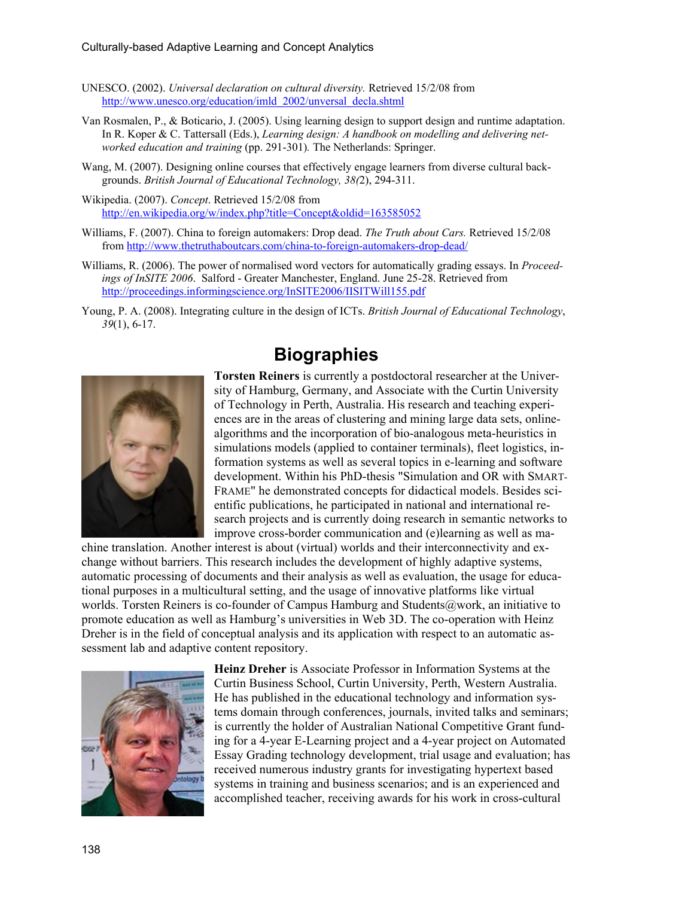UNESCO. (2002). *Universal declaration on cultural diversity.* Retrieved 15/2/08 from http://www.unesco.org/education/imld_2002/unversal_decla.shtml

Van Rosmalen, P., & Boticario, J. (2005). Using learning design to support design and runtime adaptation. In R. Koper & C. Tattersall (Eds.), *Learning design: A handbook on modelling and delivering networked education and training* (pp. 291-301). The Netherlands: Springer.

Wang, M. (2007). Designing online courses that effectively engage learners from diverse cultural backgrounds. *British Journal of Educational Technology, 38(*2), 294-311.

Wikipedia. (2007). *Concept*. Retrieved 15/2/08 from http://en.wikipedia.org/w/index.php?title=Concept&oldid=163585052

Williams, F. (2007). China to foreign automakers: Drop dead. *The Truth about Cars.* Retrieved 15/2/08 from http://www.thetruthaboutcars.com/china-to-foreign-automakers-drop-dead/

Williams, R. (2006). The power of normalised word vectors for automatically grading essays. In *Proceedings of InSITE 2006*. Salford - Greater Manchester, England. June 25-28. Retrieved from http://proceedings.informingscience.org/InSITE2006/IISITWill155.pdf

Young, P. A. (2008). Integrating culture in the design of ICTs. *British Journal of Educational Technology*, *39*(1), 6-17.

# Biographies

**Torsten Reiners** is currently a postdoctoral researcher at the University of Hamburg, Germany, and Associate with the Curtin University of Technology in Perth, Australia. His research and teaching experiences are in the areas of clustering and mining large data sets, online-algorithms and the incorporation of bio-analogous meta-heuristics in simulations models (applied to container terminals), fleet logistics, information systems as well as several topics in e-learning and software development. Within his PhD-thesis "Simulation and OR with SMARTFRAME" he demonstrated concepts for didactical models. Besides scientific publications, he participated in national and international research projects and is currently doing research in semantic networks to improve cross-border communication and (e)learning as well as machine translation. Another interest is about (virtual) worlds and their interconnectivity and exchange without barriers. This research includes the development of highly adaptive systems, automatic processing of documents and their analysis as well as evaluation, the usage for educational purposes in a multicultural setting, and the usage of innovative platforms like virtual worlds. Torsten Reiners is co-founder of Campus Hamburg and Students@work, an initiative to promote education as well as Hamburg's universities in Web 3D. The co-operation with Heinz Dreher is in the field of conceptual analysis and its application with respect to an automatic assessment lab and adaptive content repository.

**Heinz Dreher** is Associate Professor in Information Systems at the Curtin Business School, Curtin University, Perth, Western Australia. He has published in the educational technology and information systems domain through conferences, journals, invited talks and seminars; is currently the holder of Australian National Competitive Grant funding for a 4-year E-Learning project and a 4-year project on Automated Essay Grading technology development, trial usage and evaluation; has received numerous industry grants for investigating hypertext based systems in training and business scenarios; and is an experienced and accomplished teacher, receiving awards for his work in cross-cultural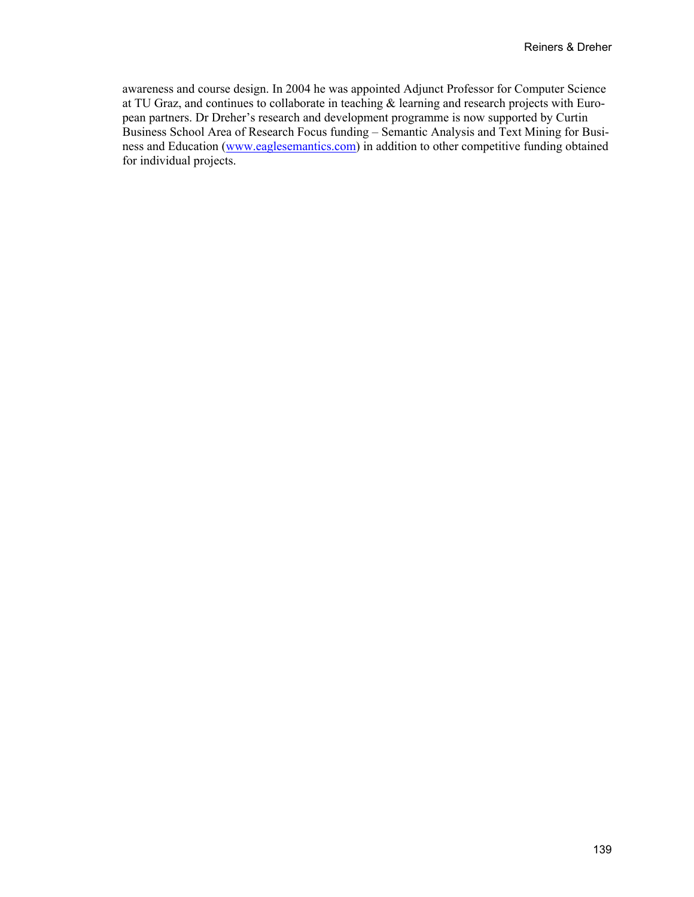awareness and course design. In 2004 he was appointed Adjunct Professor for Computer Science at TU Graz, and continues to collaborate in teaching & learning and research projects with European partners. Dr Dreher's research and development programme is now supported by Curtin Business School Area of Research Focus funding – Semantic Analysis and Text Mining for Business and Education (www.eaglesemantics.com) in addition to other competitive funding obtained for individual projects.